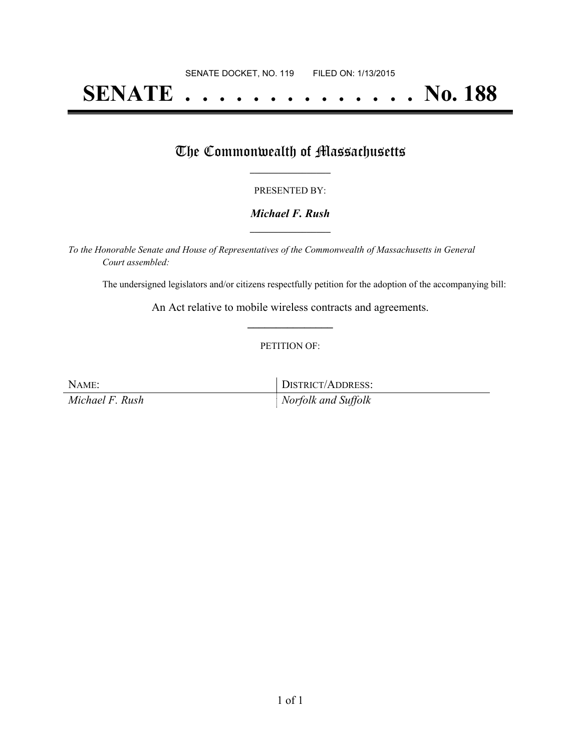SENATE DOCKET, NO. 119        FILED ON: 1/13/2015

# SENATE . . . . . . . . . . . . . . No. 188

## The Commonwealth of Massachusetts

PRESENTED BY:

***Michael F. Rush***

*To the Honorable Senate and House of Representatives of the Commonwealth of Massachusetts in General Court assembled:*

The undersigned legislators and/or citizens respectfully petition for the adoption of the accompanying bill:

An Act relative to mobile wireless contracts and agreements.

PETITION OF:

| NAME: | DISTRICT/ADDRESS: |
| --- | --- |
| *Michael F. Rush* | *Norfolk and Suffolk* |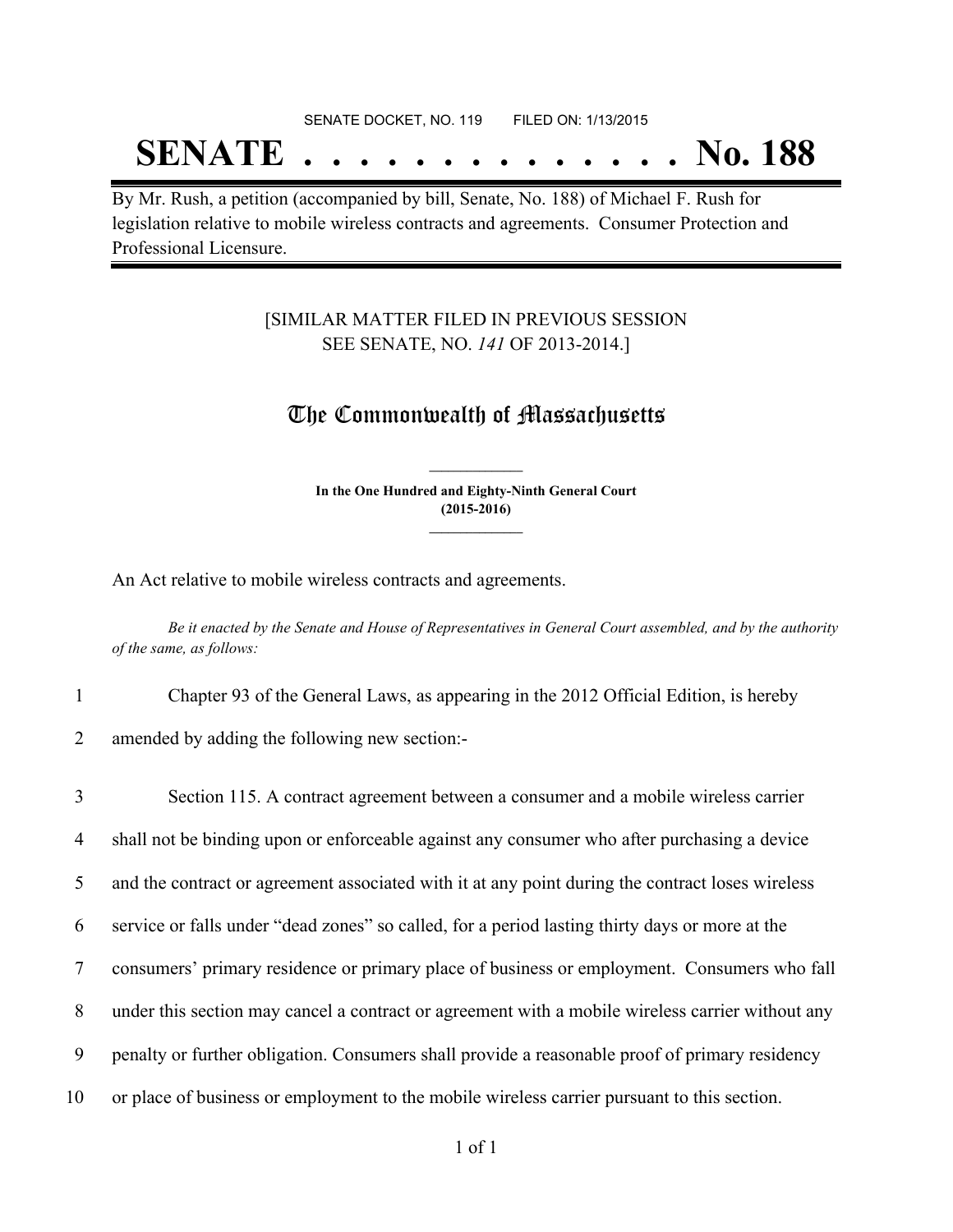SENATE DOCKET, NO. 119 FILED ON: 1/13/2015

# SENATE . . . . . . . . . . . . . . No. 188

By Mr. Rush, a petition (accompanied by bill, Senate, No. 188) of Michael F. Rush for legislation relative to mobile wireless contracts and agreements. Consumer Protection and Professional Licensure.

[SIMILAR MATTER FILED IN PREVIOUS SESSION SEE SENATE, NO. *141* OF 2013-2014.]

## The Commonwealth of Massachusetts

**In the One Hundred and Eighty-Ninth General Court (2015-2016)**

An Act relative to mobile wireless contracts and agreements.

*Be it enacted by the Senate and House of Representatives in General Court assembled, and by the authority of the same, as follows:*

1 Chapter 93 of the General Laws, as appearing in the 2012 Official Edition, is hereby
2 amended by adding the following new section:-

3 Section 115. A contract agreement between a consumer and a mobile wireless carrier
4 shall not be binding upon or enforceable against any consumer who after purchasing a device
5 and the contract or agreement associated with it at any point during the contract loses wireless
6 service or falls under "dead zones" so called, for a period lasting thirty days or more at the
7 consumers' primary residence or primary place of business or employment. Consumers who fall
8 under this section may cancel a contract or agreement with a mobile wireless carrier without any
9 penalty or further obligation. Consumers shall provide a reasonable proof of primary residency
10 or place of business or employment to the mobile wireless carrier pursuant to this section.